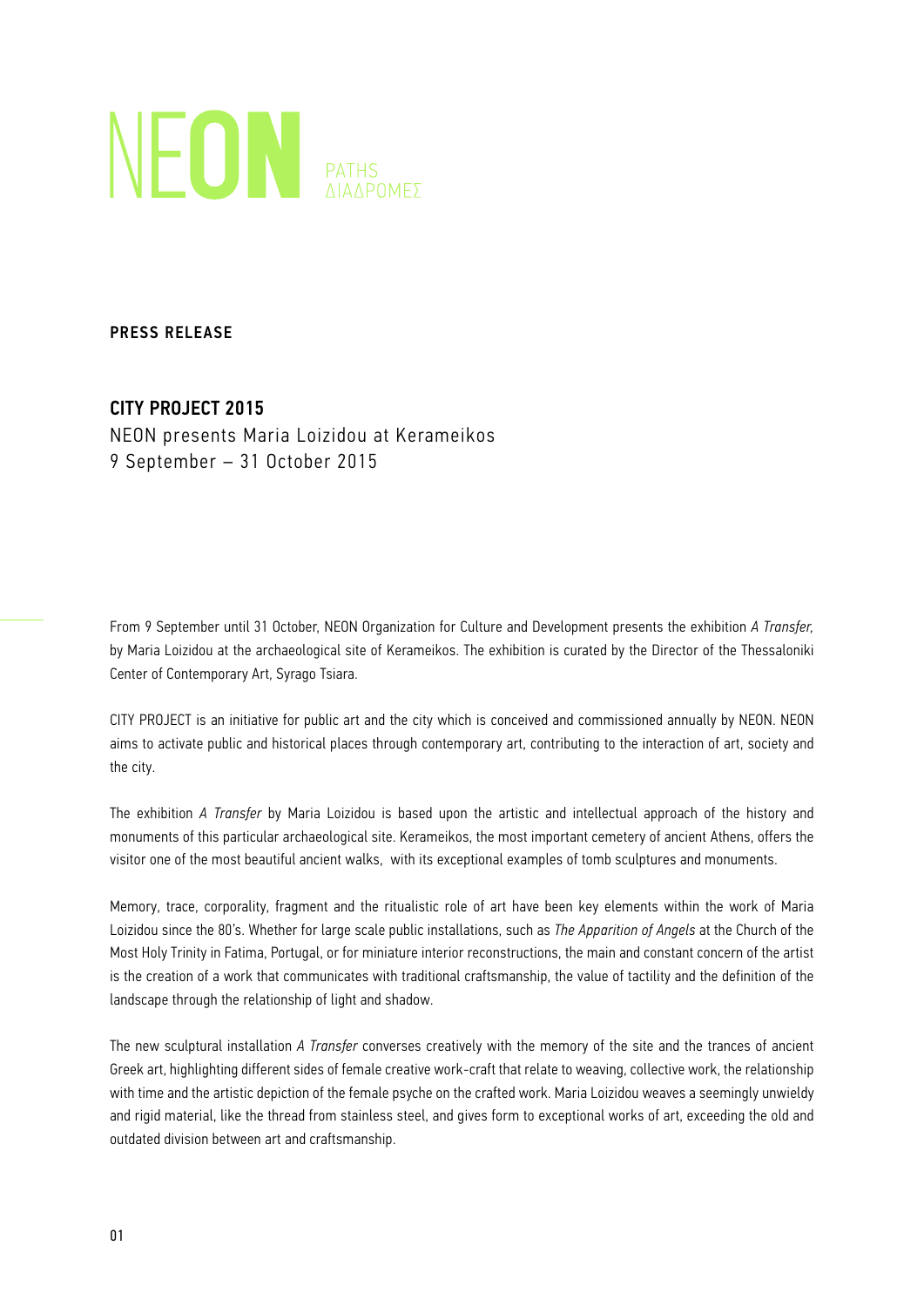NEON PATHS ΔΙΑΔΡΟΜΕΣ

**PRESS RELEASE**

## CITY PROJECT 2015

NEON presents Maria Loizidou at Kerameikos
9 September – 31 October 2015

From 9 September until 31 October, NEON Organization for Culture and Development presents the exhibition *A Transfer,* by Maria Loizidou at the archaeological site of Kerameikos. The exhibition is curated by the Director of the Thessaloniki Center of Contemporary Art, Syrago Tsiara.

CITY PROJECT is an initiative for public art and the city which is conceived and commissioned annually by NEON. NEON aims to activate public and historical places through contemporary art, contributing to the interaction of art, society and the city.

The exhibition *A Transfer* by Maria Loizidou is based upon the artistic and intellectual approach of the history and monuments of this particular archaeological site. Kerameikos, the most important cemetery of ancient Athens, offers the visitor one of the most beautiful ancient walks, with its exceptional examples of tomb sculptures and monuments.

Memory, trace, corporality, fragment and the ritualistic role of art have been key elements within the work of Maria Loizidou since the 80's. Whether for large scale public installations, such as *The Apparition of Angels* at the Church of the Most Holy Trinity in Fatima, Portugal, or for miniature interior reconstructions, the main and constant concern of the artist is the creation of a work that communicates with traditional craftsmanship, the value of tactility and the definition of the landscape through the relationship of light and shadow.

The new sculptural installation *A Transfer* converses creatively with the memory of the site and the trances of ancient Greek art, highlighting different sides of female creative work-craft that relate to weaving, collective work, the relationship with time and the artistic depiction of the female psyche on the crafted work. Maria Loizidou weaves a seemingly unwieldy and rigid material, like the thread from stainless steel, and gives form to exceptional works of art, exceeding the old and outdated division between art and craftsmanship.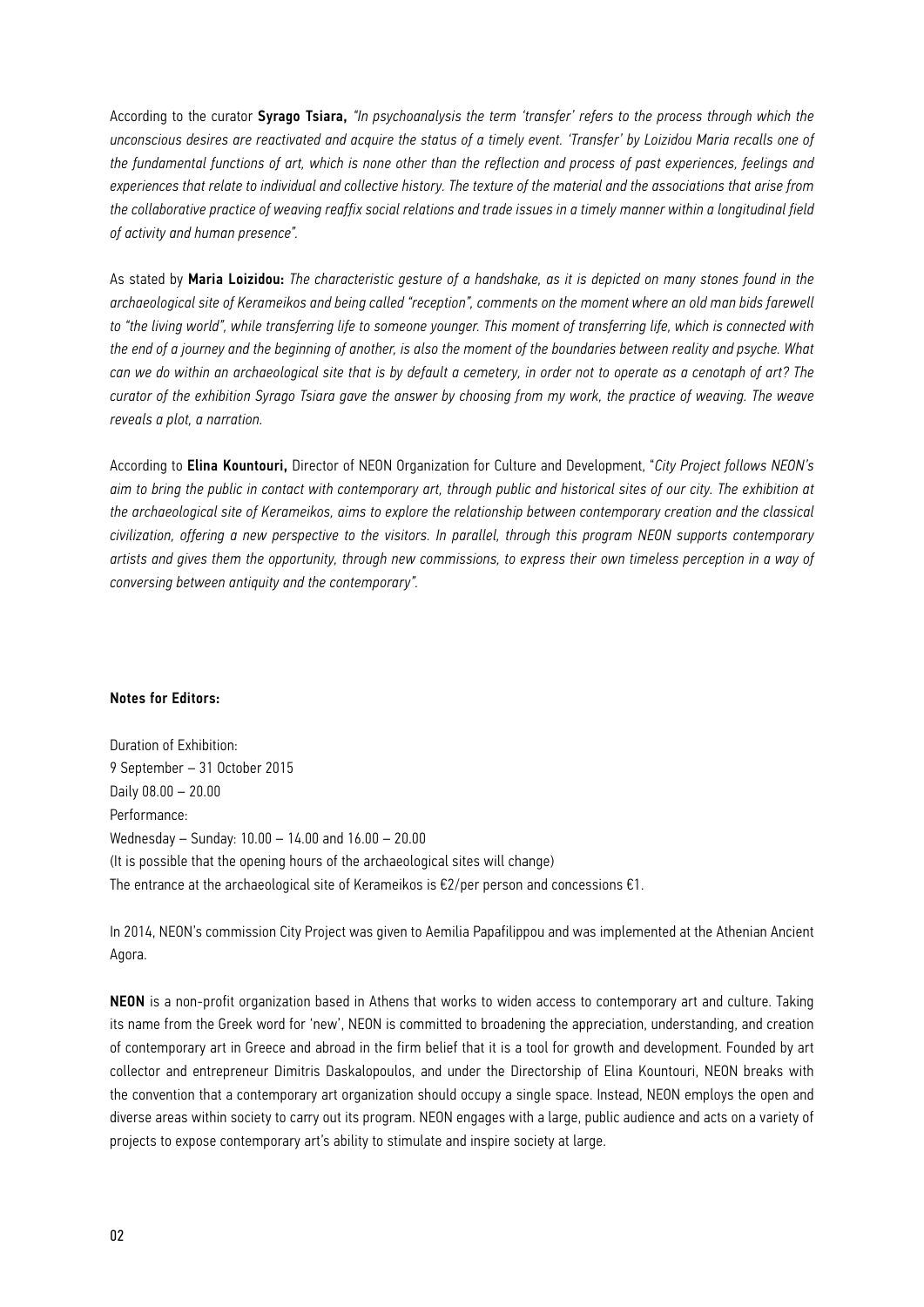According to the curator **Syrago Tsiara,** *"In psychoanalysis the term 'transfer' refers to the process through which the unconscious desires are reactivated and acquire the status of a timely event. 'Transfer' by Loizidou Maria recalls one of the fundamental functions of art, which is none other than the reflection and process of past experiences, feelings and experiences that relate to individual and collective history. The texture of the material and the associations that arise from the collaborative practice of weaving reaffix social relations and trade issues in a timely manner within a longitudinal field of activity and human presence".*

As stated by **Maria Loizidou:** *The characteristic gesture of a handshake, as it is depicted on many stones found in the archaeological site of Kerameikos and being called "reception", comments on the moment where an old man bids farewell to "the living world", while transferring life to someone younger. This moment of transferring life, which is connected with the end of a journey and the beginning of another, is also the moment of the boundaries between reality and psyche. What can we do within an archaeological site that is by default a cemetery, in order not to operate as a cenotaph of art? The curator of the exhibition Syrago Tsiara gave the answer by choosing from my work, the practice of weaving. The weave reveals a plot, a narration.*

According to **Elina Kountouri,** Director of NEON Organization for Culture and Development, "*City Project follows NEON's aim to bring the public in contact with contemporary art, through public and historical sites of our city. The exhibition at the archaeological site of Kerameikos, aims to explore the relationship between contemporary creation and the classical civilization, offering a new perspective to the visitors. In parallel, through this program NEON supports contemporary artists and gives them the opportunity, through new commissions, to express their own timeless perception in a way of conversing between antiquity and the contemporary".*

**Notes for Editors:**

Duration of Exhibition:
9 September – 31 October 2015
Daily 08.00 – 20.00
Performance:
Wednesday – Sunday: 10.00 – 14.00 and 16.00 – 20.00
(It is possible that the opening hours of the archaeological sites will change)
The entrance at the archaeological site of Kerameikos is €2/per person and concessions €1.

In 2014, NEON's commission City Project was given to Aemilia Papafilippou and was implemented at the Athenian Ancient Agora.

**NEON** is a non-profit organization based in Athens that works to widen access to contemporary art and culture. Taking its name from the Greek word for 'new', NEON is committed to broadening the appreciation, understanding, and creation of contemporary art in Greece and abroad in the firm belief that it is a tool for growth and development. Founded by art collector and entrepreneur Dimitris Daskalopoulos, and under the Directorship of Elina Kountouri, NEON breaks with the convention that a contemporary art organization should occupy a single space. Instead, NEON employs the open and diverse areas within society to carry out its program. NEON engages with a large, public audience and acts on a variety of projects to expose contemporary art's ability to stimulate and inspire society at large.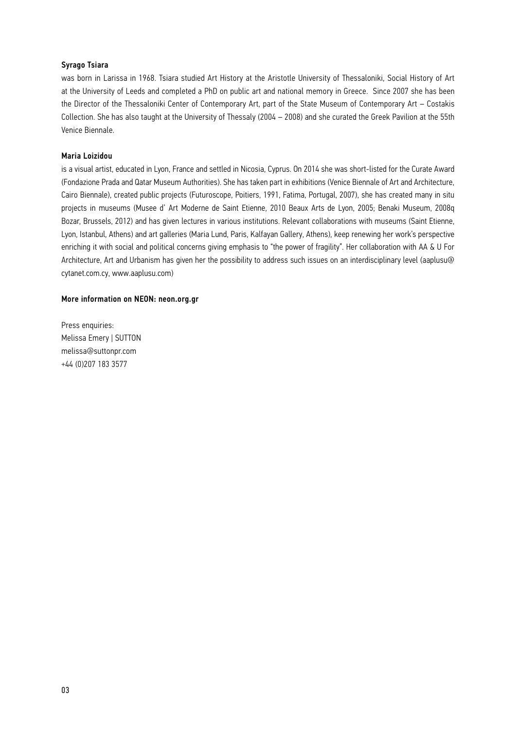**Syrago Tsiara**

was born in Larissa in 1968. Tsiara studied Art History at the Aristotle University of Thessaloniki, Social History of Art at the University of Leeds and completed a PhD on public art and national memory in Greece. Since 2007 she has been the Director of the Thessaloniki Center of Contemporary Art, part of the State Museum of Contemporary Art – Costakis Collection. She has also taught at the University of Thessaly (2004 – 2008) and she curated the Greek Pavilion at the 55th Venice Biennale.

**Maria Loizidou**

is a visual artist, educated in Lyon, France and settled in Nicosia, Cyprus. On 2014 she was short-listed for the Curate Award (Fondazione Prada and Qatar Museum Authorities). She has taken part in exhibitions (Venice Biennale of Art and Architecture, Cairo Biennale), created public projects (Futuroscope, Poitiers, 1991, Fatima, Portugal, 2007), she has created many in situ projects in museums (Musee d' Art Moderne de Saint Etienne, 2010 Beaux Arts de Lyon, 2005; Benaki Museum, 2008q Bozar, Brussels, 2012) and has given lectures in various institutions. Relevant collaborations with museums (Saint Etienne, Lyon, Istanbul, Athens) and art galleries (Maria Lund, Paris, Kalfayan Gallery, Athens), keep renewing her work's perspective enriching it with social and political concerns giving emphasis to "the power of fragility". Her collaboration with AA & U For Architecture, Art and Urbanism has given her the possibility to address such issues on an interdisciplinary level (aaplusu@cytanet.com.cy, www.aaplusu.com)

**More information on NEON: neon.org.gr**

Press enquiries:
Melissa Emery | SUTTON
melissa@suttonpr.com
+44 (0)207 183 3577